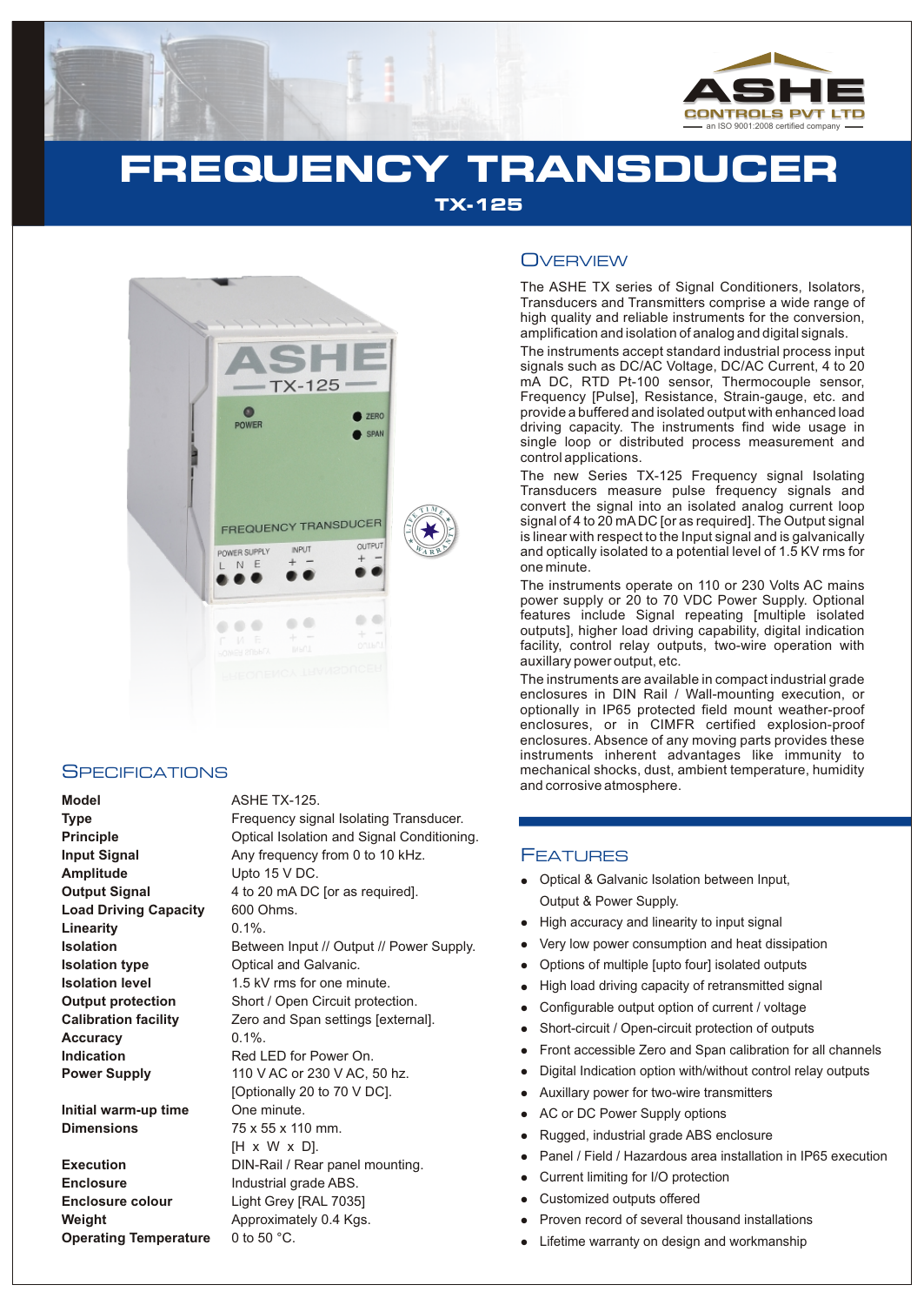ASHE CONTROLS PVT LTD
an ISO 9001:2008 certified company

# FREQUENCY TRANSDUCER

## TX-125

## Overview

The ASHE TX series of Signal Conditioners, Isolators, Transducers and Transmitters comprise a wide range of high quality and reliable instruments for the conversion, amplification and isolation of analog and digital signals.

The instruments accept standard industrial process input signals such as DC/AC Voltage, DC/AC Current, 4 to 20 mA DC, RTD Pt-100 sensor, Thermocouple sensor, Frequency [Pulse], Resistance, Strain-gauge, etc. and provide a buffered and isolated output with enhanced load driving capacity. The instruments find wide usage in single loop or distributed process measurement and control applications.

The new Series TX-125 Frequency signal Isolating Transducers measure pulse frequency signals and convert the signal into an isolated analog current loop signal of 4 to 20 mA DC [or as required]. The Output signal is linear with respect to the Input signal and is galvanically and optically isolated to a potential level of 1.5 KV rms for one minute.

The instruments operate on 110 or 230 Volts AC mains power supply or 20 to 70 VDC Power Supply. Optional features include Signal repeating [multiple isolated outputs], higher load driving capability, digital indication facility, control relay outputs, two-wire operation with auxillary power output, etc.

The instruments are available in compact industrial grade enclosures in DIN Rail / Wall-mounting execution, or optionally in IP65 protected field mount weather-proof enclosures, or in CIMFR certified explosion-proof enclosures. Absence of any moving parts provides these instruments inherent advantages like immunity to mechanical shocks, dust, ambient temperature, humidity and corrosive atmosphere.

## Specifications

| | |
|---|---|
| **Model** | ASHE TX-125. |
| **Type** | Frequency signal Isolating Transducer. |
| **Principle** | Optical Isolation and Signal Conditioning. |
| **Input Signal** | Any frequency from 0 to 10 kHz. |
| **Amplitude** | Upto 15 V DC. |
| **Output Signal** | 4 to 20 mA DC [or as required]. |
| **Load Driving Capacity** | 600 Ohms. |
| **Linearity** | 0.1%. |
| **Isolation** | Between Input // Output // Power Supply. |
| **Isolation type** | Optical and Galvanic. |
| **Isolation level** | 1.5 kV rms for one minute. |
| **Output protection** | Short / Open Circuit protection. |
| **Calibration facility** | Zero and Span settings [external]. |
| **Accuracy** | 0.1%. |
| **Indication** | Red LED for Power On. |
| **Power Supply** | 110 V AC or 230 V AC, 50 hz. [Optionally 20 to 70 V DC]. |
| **Initial warm-up time** | One minute. |
| **Dimensions** | 75 x 55 x 110 mm. [H x W x D]. |
| **Execution** | DIN-Rail / Rear panel mounting. |
| **Enclosure** | Industrial grade ABS. |
| **Enclosure colour** | Light Grey [RAL 7035] |
| **Weight** | Approximately 0.4 Kgs. |
| **Operating Temperature** | 0 to 50 °C. |

## Features

- Optical & Galvanic Isolation between Input, Output & Power Supply.
- High accuracy and linearity to input signal
- Very low power consumption and heat dissipation
- Options of multiple [upto four] isolated outputs
- High load driving capacity of retransmitted signal
- Configurable output option of current / voltage
- Short-circuit / Open-circuit protection of outputs
- Front accessible Zero and Span calibration for all channels
- Digital Indication option with/without control relay outputs
- Auxillary power for two-wire transmitters
- AC or DC Power Supply options
- Rugged, industrial grade ABS enclosure
- Panel / Field / Hazardous area installation in IP65 execution
- Current limiting for I/O protection
- Customized outputs offered
- Proven record of several thousand installations
- Lifetime warranty on design and workmanship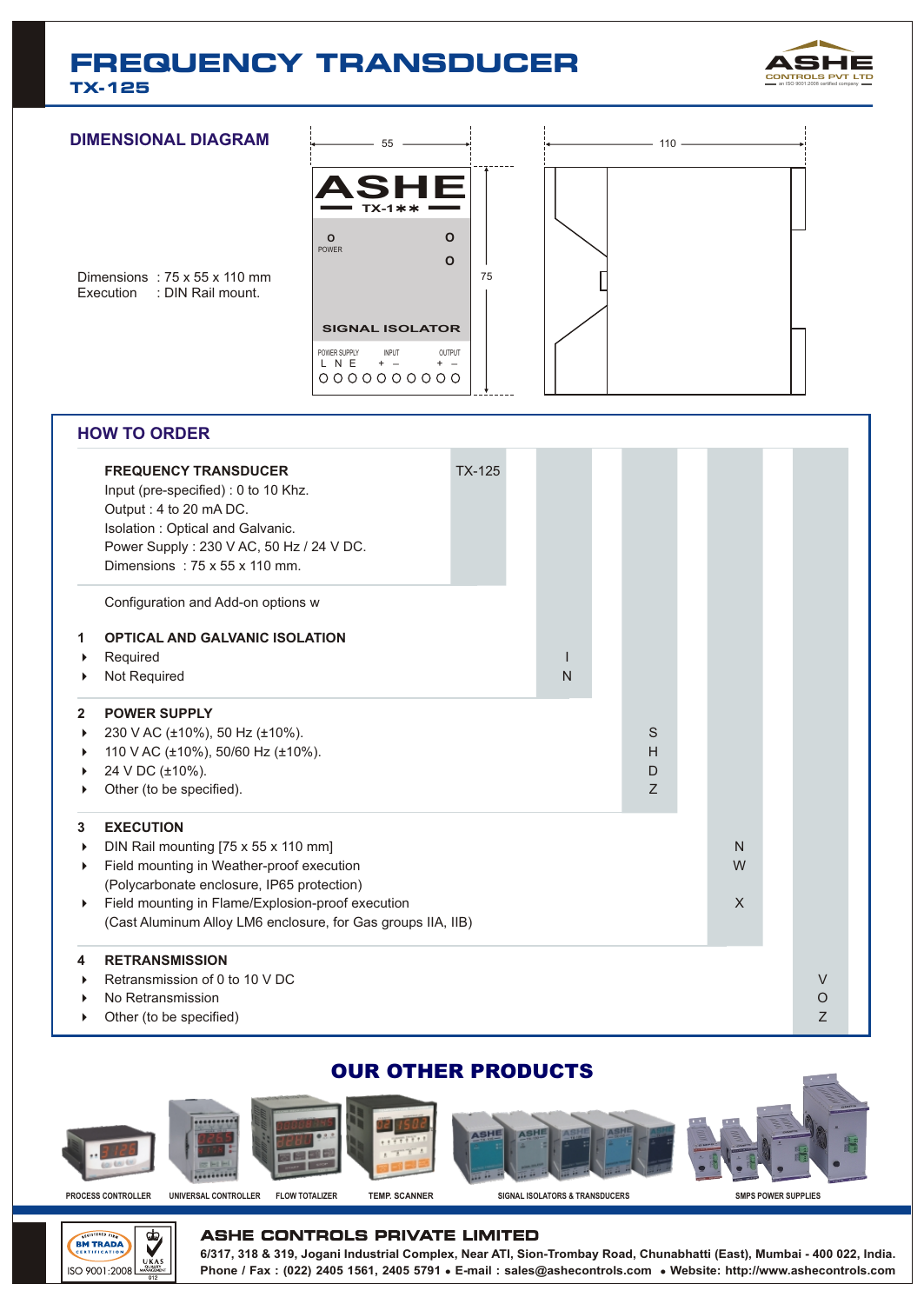# FREQUENCY TRANSDUCER

## TX-125

ASHE CONTROLS PVT LTD

### DIMENSIONAL DIAGRAM

Dimensions : 75 x 55 x 110 mm
Execution : DIN Rail mount.

55

ASHE
TX-1∗∗

POWER

SIGNAL ISOLATOR

POWER SUPPLY INPUT OUTPUT
L N E + – + –

75

110

### HOW TO ORDER

| | | | | | |
|---|---|---|---|---|---|
| **FREQUENCY TRANSDUCER**<br>Input (pre-specified) : 0 to 10 Khz.<br>Output : 4 to 20 mA DC.<br>Isolation : Optical and Galvanic.<br>Power Supply : 230 V AC, 50 Hz / 24 V DC.<br>Dimensions : 75 x 55 x 110 mm. | TX-125 | | | | |
| Configuration and Add-on options w | | | | | |
| **1 OPTICAL AND GALVANIC ISOLATION** | | | | | |
| ▸ Required | | I | | | |
| ▸ Not Required | | N | | | |
| **2 POWER SUPPLY** | | | | | |
| ▸ 230 V AC (±10%), 50 Hz (±10%). | | | S | | |
| ▸ 110 V AC (±10%), 50/60 Hz (±10%). | | | H | | |
| ▸ 24 V DC (±10%). | | | D | | |
| ▸ Other (to be specified). | | | Z | | |
| **3 EXECUTION** | | | | | |
| ▸ DIN Rail mounting [75 x 55 x 110 mm] | | | | N | |
| ▸ Field mounting in Weather-proof execution (Polycarbonate enclosure, IP65 protection) | | | | W | |
| ▸ Field mounting in Flame/Explosion-proof execution (Cast Aluminum Alloy LM6 enclosure, for Gas groups IIA, IIB) | | | | X | |
| **4 RETRANSMISSION** | | | | | |
| ▸ Retransmission of 0 to 10 V DC | | | | | V |
| ▸ No Retransmission | | | | | O |
| ▸ Other (to be specified) | | | | | Z |

## OUR OTHER PRODUCTS

PROCESS CONTROLLER
UNIVERSAL CONTROLLER
FLOW TOTALIZER
TEMP. SCANNER
SIGNAL ISOLATORS & TRANSDUCERS
SMPS POWER SUPPLIES

BM TRADA CERTIFICATION
ISO 9001:2008
UKAS QUALITY MANAGEMENT 012

**ASHE CONTROLS PRIVATE LIMITED**

**6/317, 318 & 319, Jogani Industrial Complex, Near ATI, Sion-Trombay Road, Chunabhatti (East), Mumbai - 400 022, India.**
**Phone / Fax : (022) 2405 1561, 2405 5791 • E-mail : sales@ashecontrols.com • Website: http://www.ashecontrols.com**